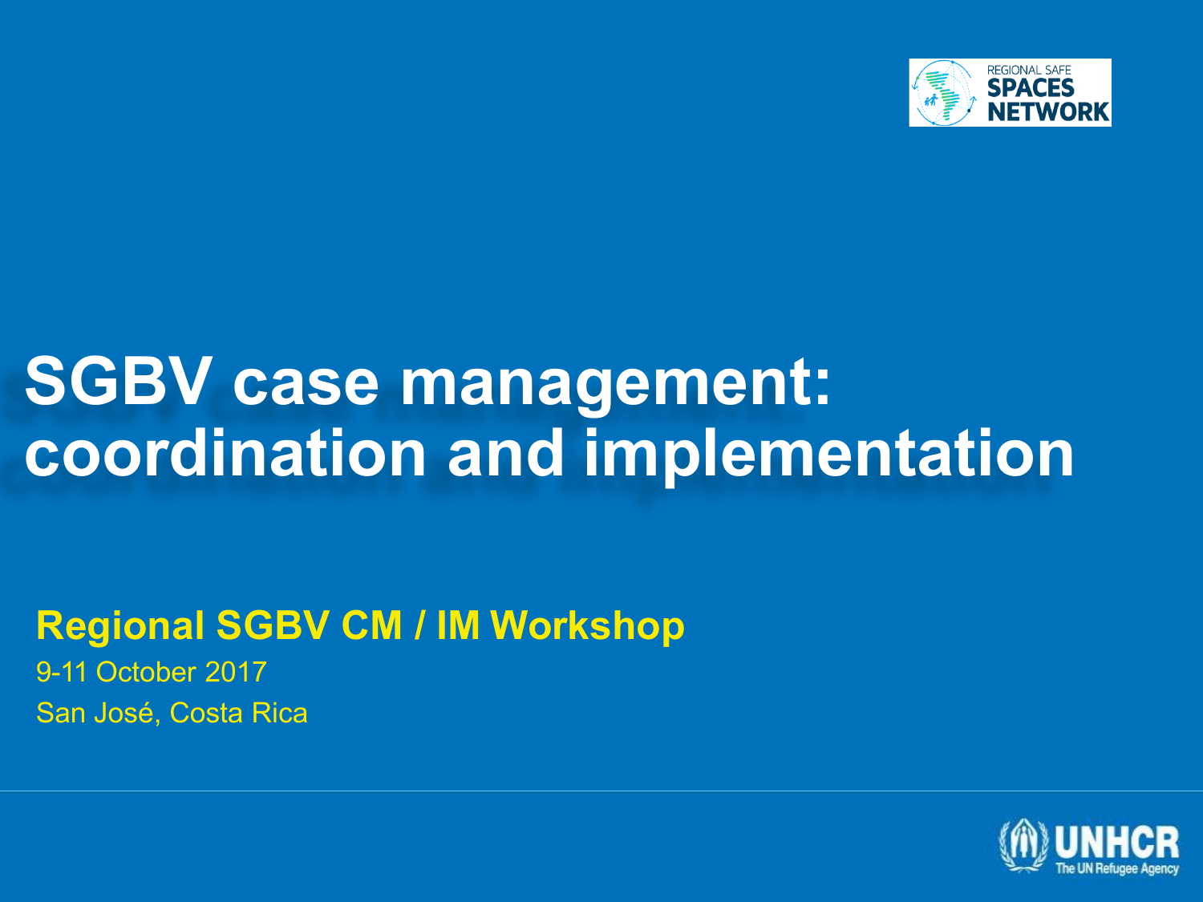REGIONAL SAFE SPACES NETWORK

# SGBV case management: coordination and implementation

**Regional SGBV CM / IM Workshop**

9-11 October 2017

San José, Costa Rica

UNHCR
The UN Refugee Agency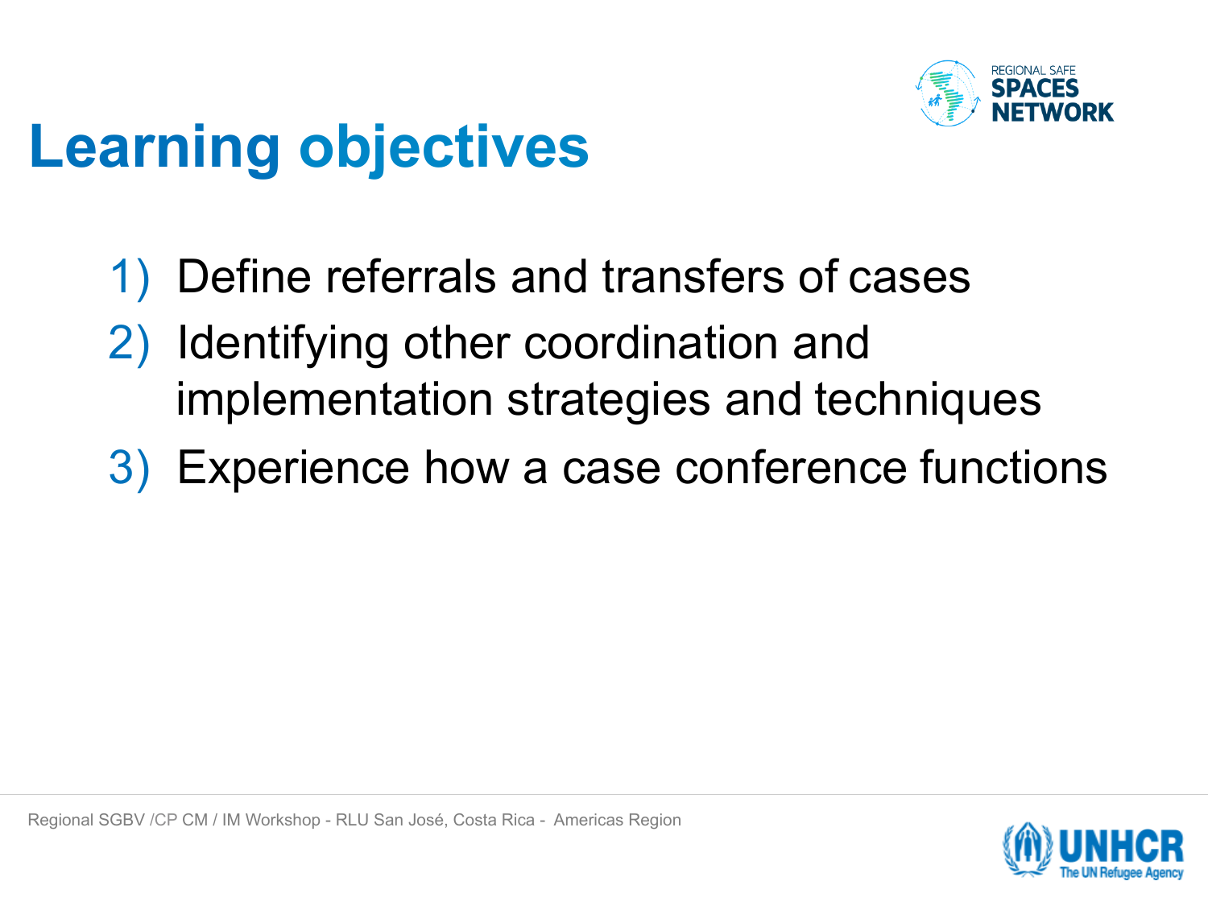# Learning objectives

1) Define referrals and transfers of cases
2) Identifying other coordination and implementation strategies and techniques
3) Experience how a case conference functions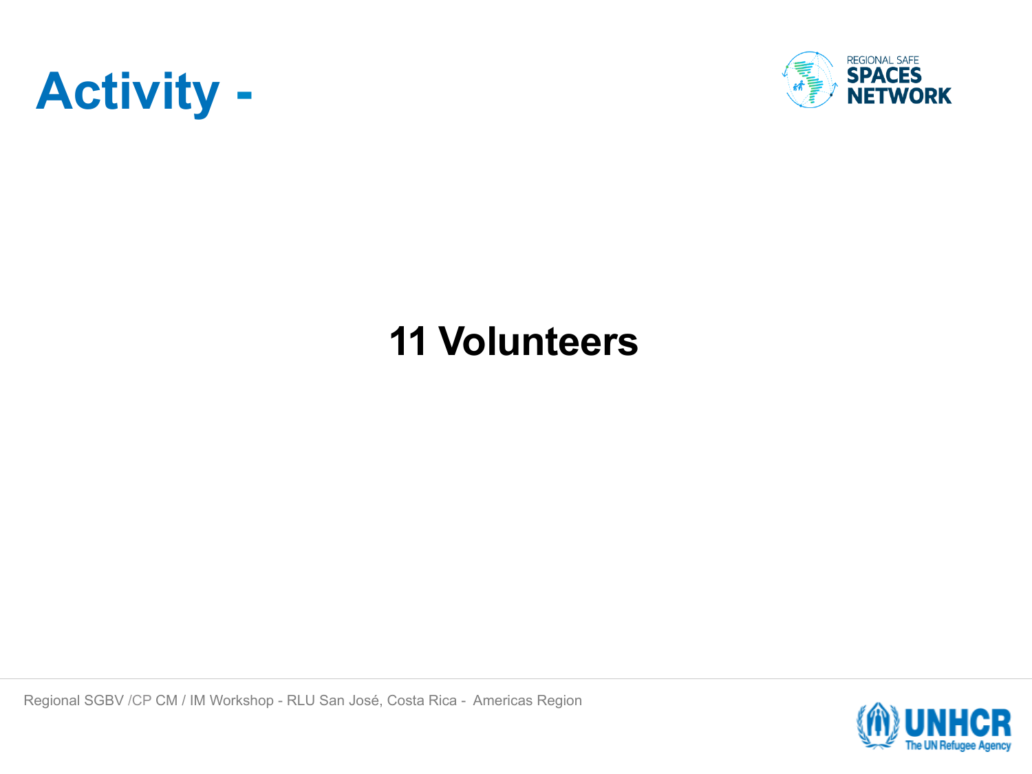# Activity -

## 11 Volunteers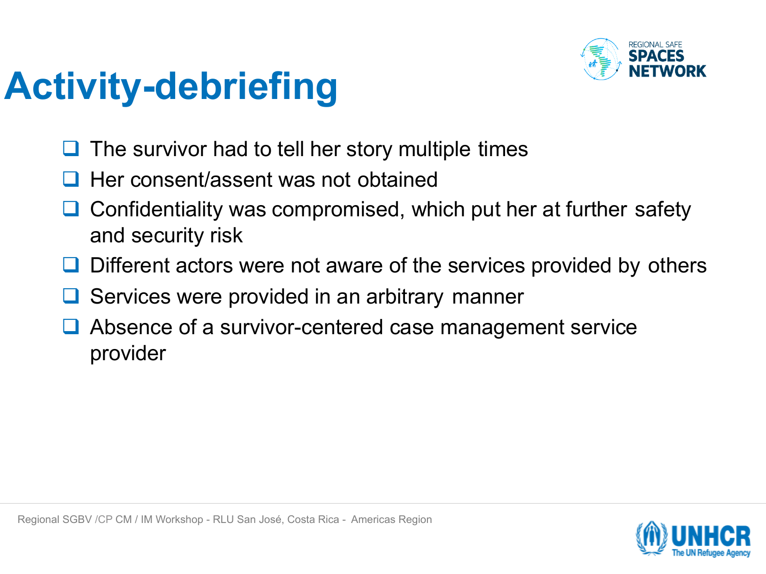# Activity-debriefing

- The survivor had to tell her story multiple times
- Her consent/assent was not obtained
- Confidentiality was compromised, which put her at further safety and security risk
- Different actors were not aware of the services provided by others
- Services were provided in an arbitrary manner
- Absence of a survivor-centered case management service provider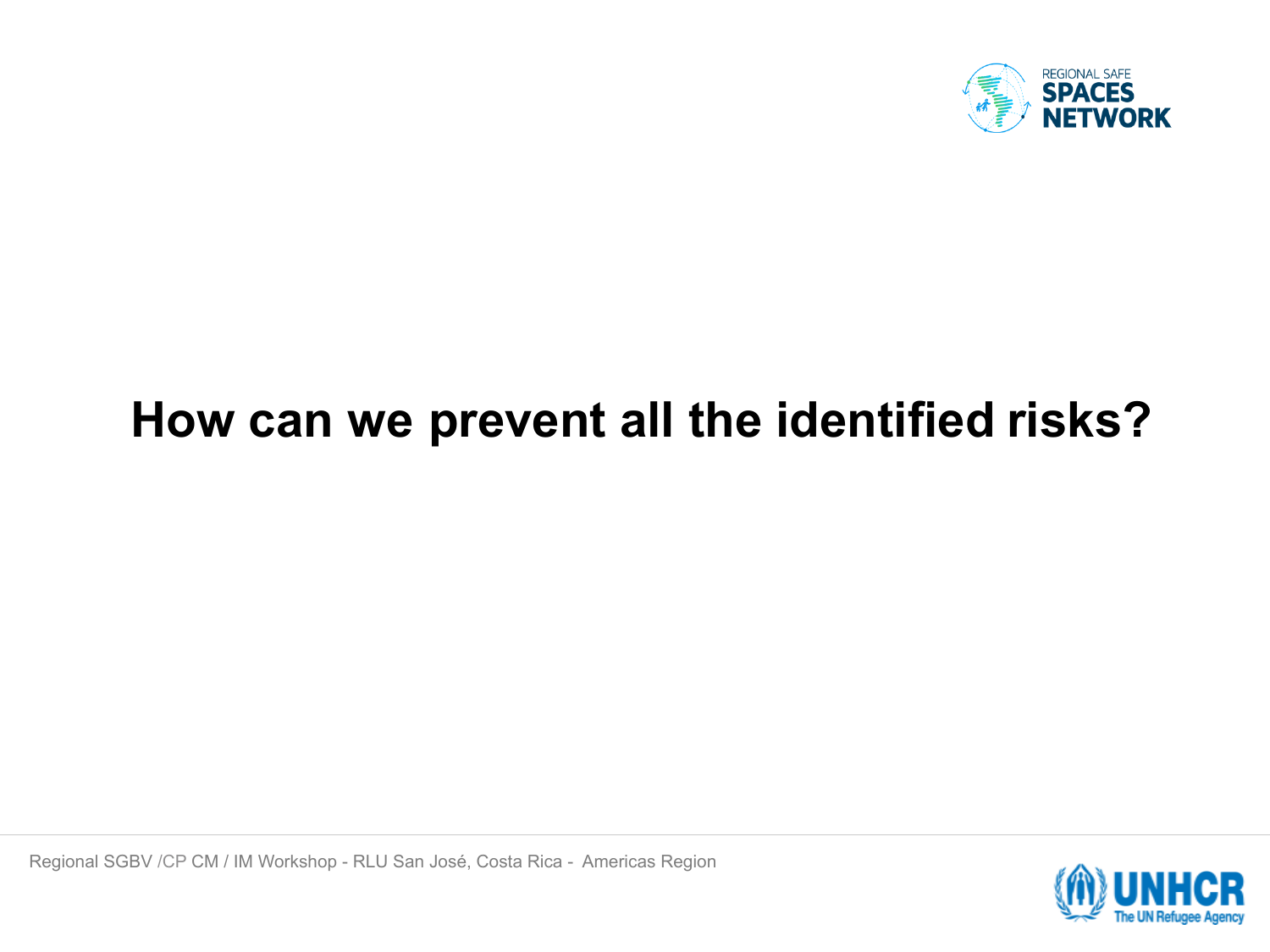# How can we prevent all the identified risks?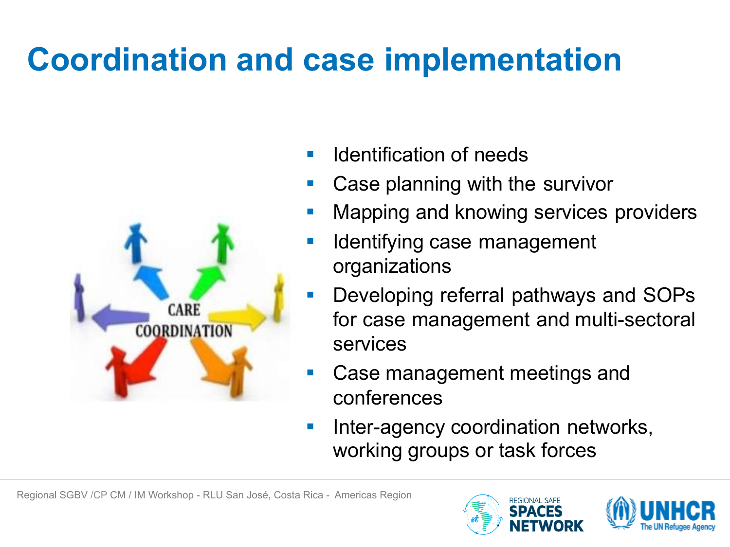# Coordination and case implementation

- Identification of needs
- Case planning with the survivor
- Mapping and knowing services providers
- Identifying case management organizations
- Developing referral pathways and SOPs for case management and multi-sectoral services
- Case management meetings and conferences
- Inter-agency coordination networks, working groups or task forces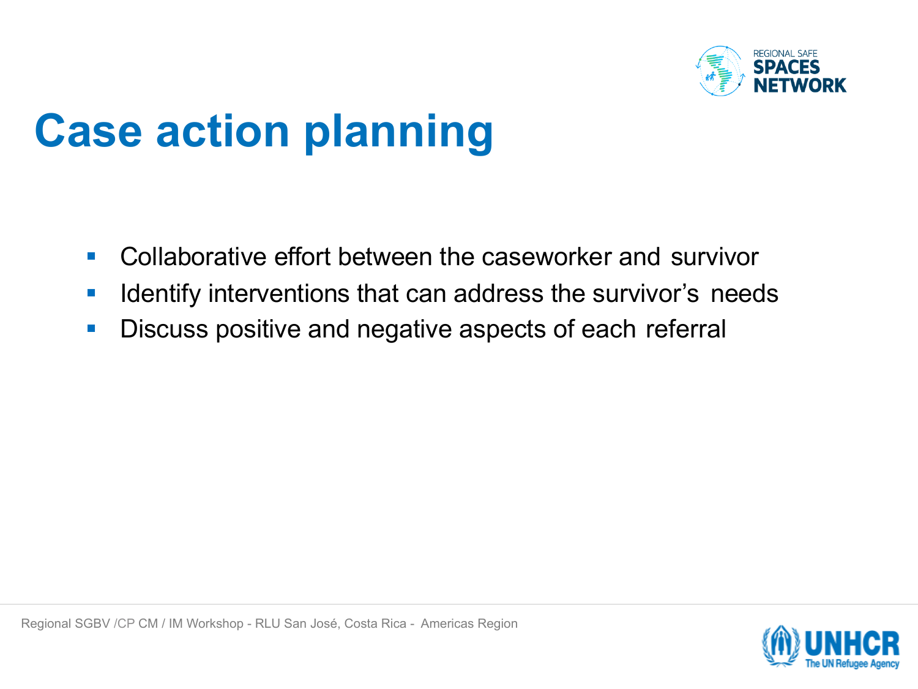# Case action planning

- Collaborative effort between the caseworker and survivor
- Identify interventions that can address the survivor's needs
- Discuss positive and negative aspects of each referral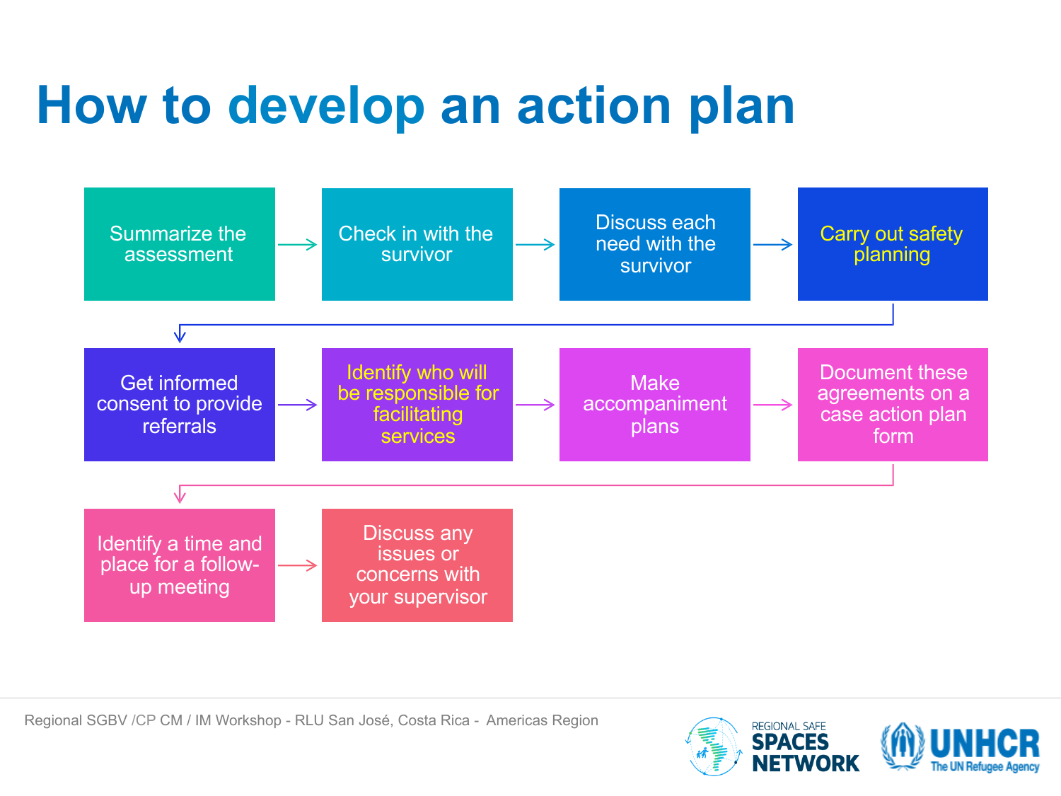# How to develop an action plan

1. Summarize the assessment
2. Check in with the survivor
3. Discuss each need with the survivor
4. Carry out safety planning
5. Get informed consent to provide referrals
6. Identify who will be responsible for facilitating services
7. Make accompaniment plans
8. Document these agreements on a case action plan form
9. Identify a time and place for a follow-up meeting
10. Discuss any issues or concerns with your supervisor

Regional SGBV /CP CM / IM Workshop - RLU San José, Costa Rica - Americas Region

REGIONAL SAFE SPACES NETWORK

UNHCR The UN Refugee Agency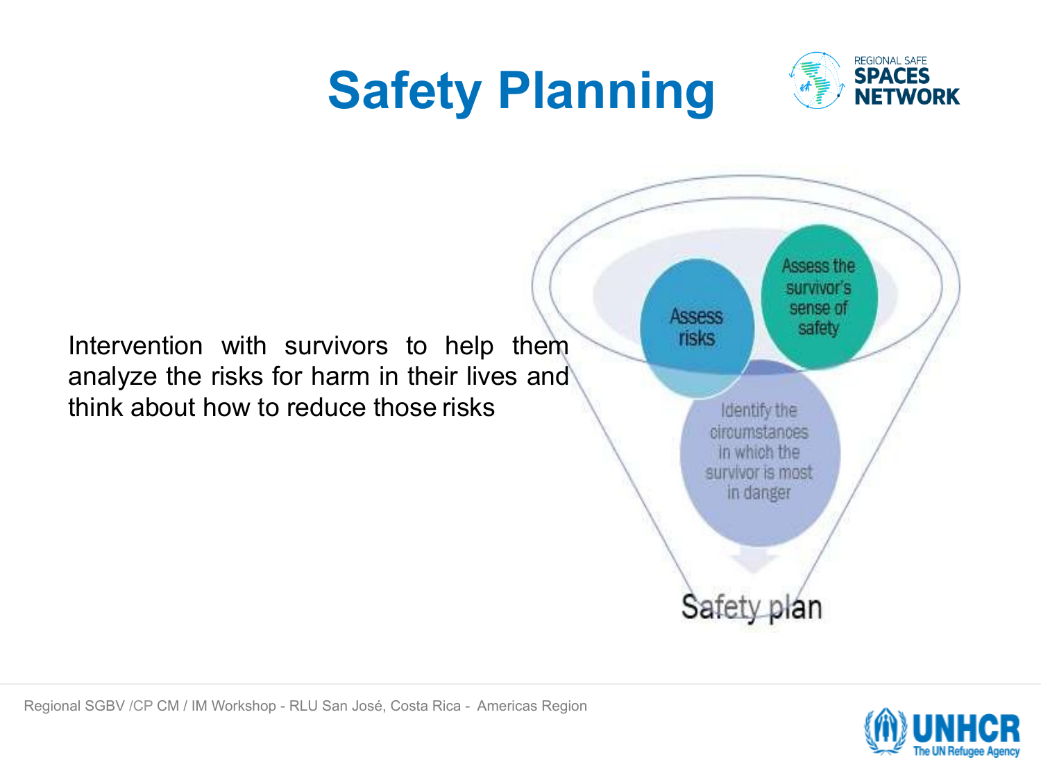# Safety Planning

Intervention with survivors to help them analyze the risks for harm in their lives and think about how to reduce those risks

Assess risks

Assess the survivor's sense of safety

Identify the circumstances in which the survivor is most in danger

Safety plan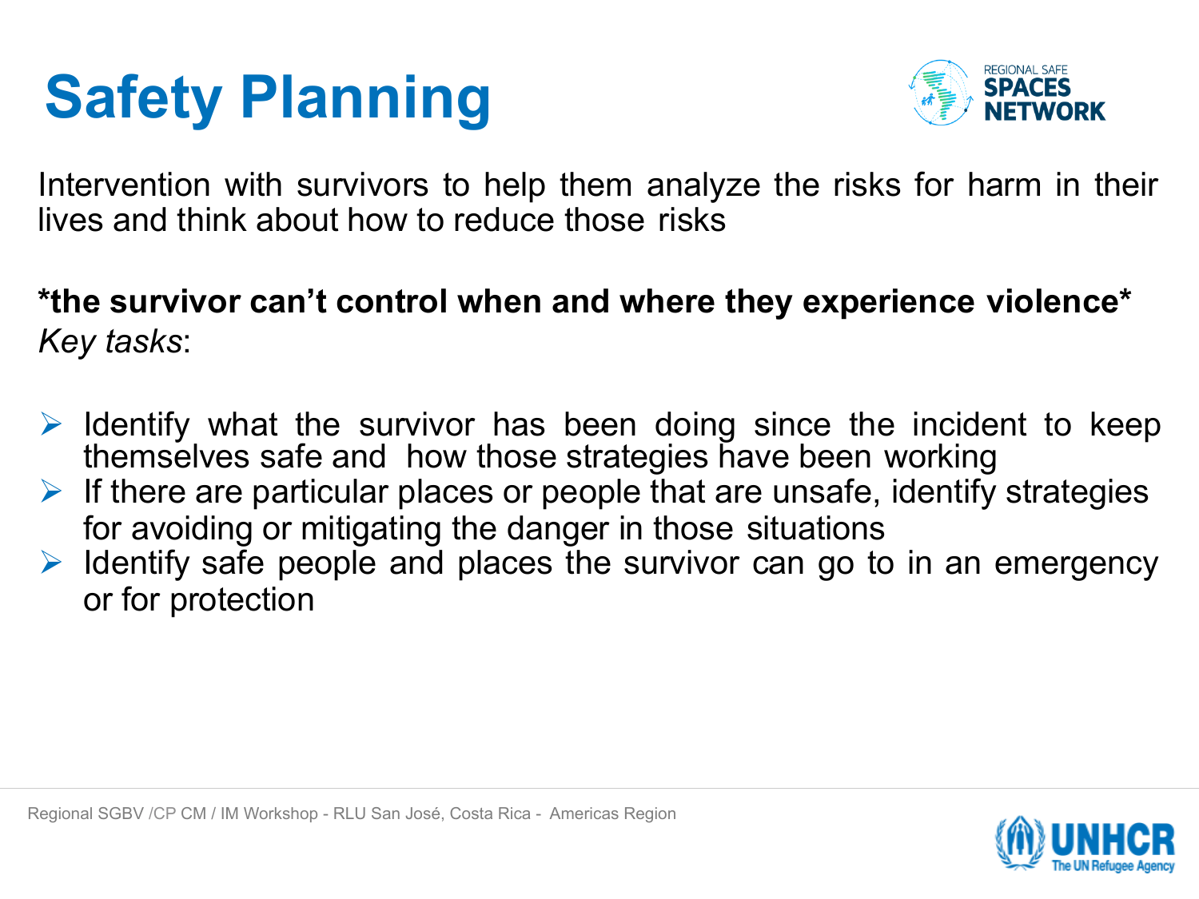# Safety Planning

Intervention with survivors to help them analyze the risks for harm in their lives and think about how to reduce those risks

**\*the survivor can't control when and where they experience violence\***

*Key tasks*:

- Identify what the survivor has been doing since the incident to keep themselves safe and how those strategies have been working
- If there are particular places or people that are unsafe, identify strategies for avoiding or mitigating the danger in those situations
- Identify safe people and places the survivor can go to in an emergency or for protection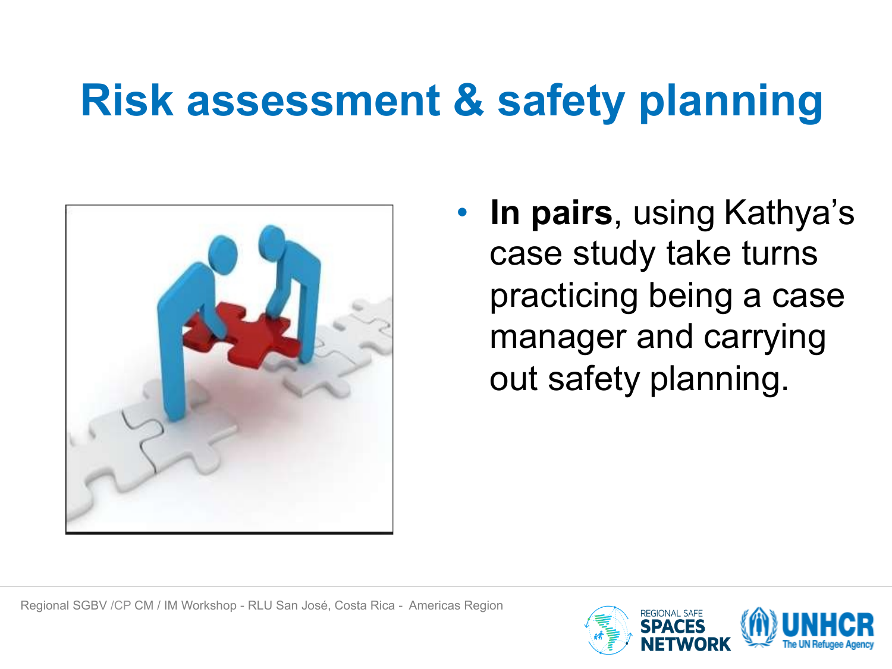# Risk assessment & safety planning

- **In pairs**, using Kathya's case study take turns practicing being a case manager and carrying out safety planning.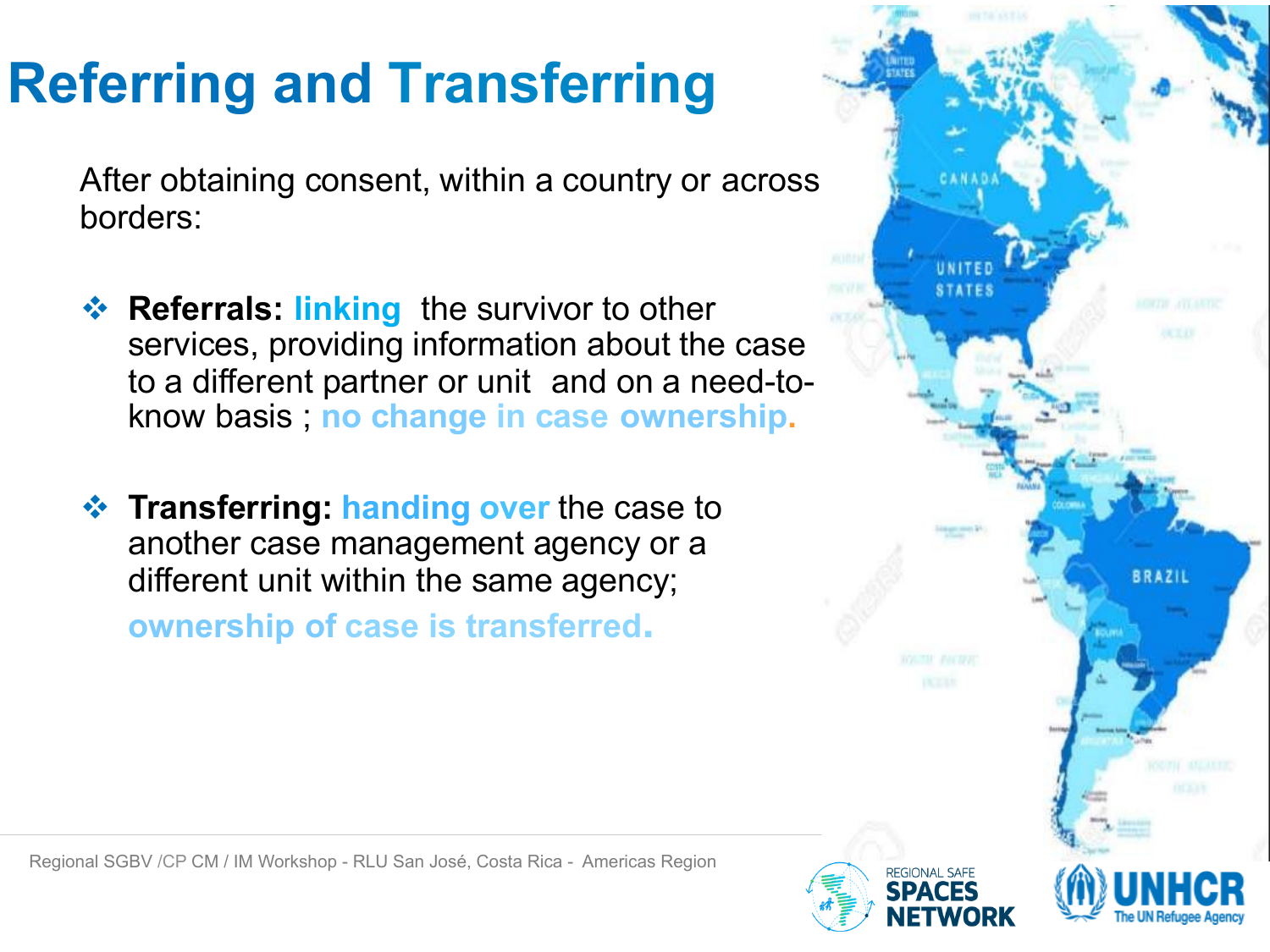# Referring and Transferring

After obtaining consent, within a country or across borders:

- **Referrals:** linking the survivor to other services, providing information about the case to a different partner or unit and on a need-to-know basis ; no change in case ownership.
- **Transferring:** handing over the case to another case management agency or a different unit within the same agency; ownership of case is transferred.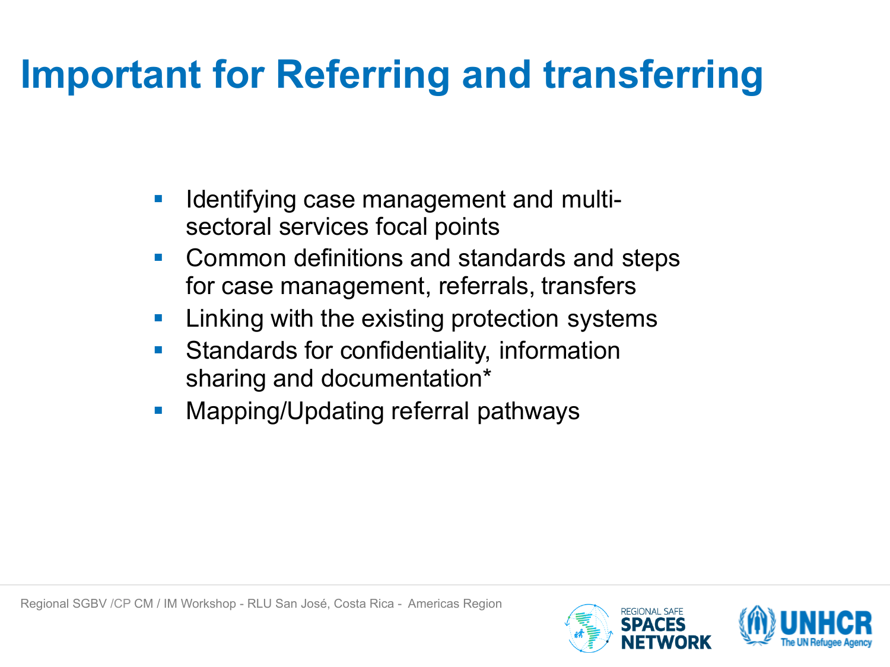# Important for Referring and transferring

- Identifying case management and multi-sectoral services focal points
- Common definitions and standards and steps for case management, referrals, transfers
- Linking with the existing protection systems
- Standards for confidentiality, information sharing and documentation*
- Mapping/Updating referral pathways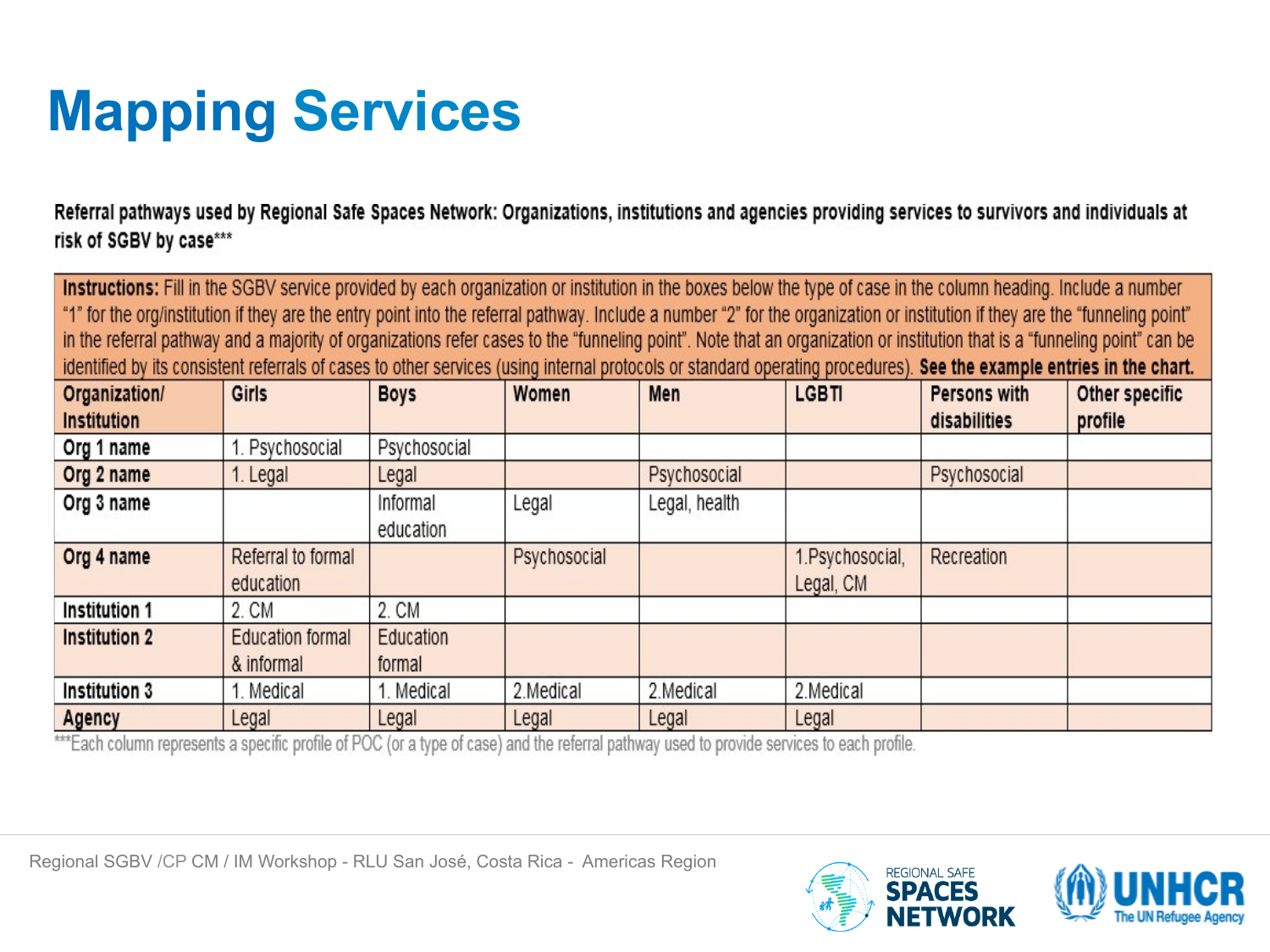# Mapping Services

**Referral pathways used by Regional Safe Spaces Network: Organizations, institutions and agencies providing services to survivors and individuals at risk of SGBV by case*****

**Instructions:** Fill in the SGBV service provided by each organization or institution in the boxes below the type of case in the column heading. Include a number "1" for the org/institution if they are the entry point into the referral pathway. Include a number "2" for the organization or institution if they are the "funneling point" in the referral pathway and a majority of organizations refer cases to the "funneling point". Note that an organization or institution that is a "funneling point" can be identified by its consistent referrals of cases to other services (using internal protocols or standard operating procedures). **See the example entries in the chart.**

| Organization/ Institution | Girls | Boys | Women | Men | LGBTI | Persons with disabilities | Other specific profile |
|---|---|---|---|---|---|---|---|
| **Org 1 name** | 1. Psychosocial | Psychosocial | | | | | |
| **Org 2 name** | 1. Legal | Legal | | Psychosocial | | Psychosocial | |
| **Org 3 name** | | Informal education | Legal | Legal, health | | | |
| **Org 4 name** | Referral to formal education | | Psychosocial | | 1.Psychosocial, Legal, CM | Recreation | |
| **Institution 1** | 2. CM | 2. CM | | | | | |
| **Institution 2** | Education formal & informal | Education formal | | | | | |
| **Institution 3** | 1. Medical | 1. Medical | 2.Medical | 2.Medical | 2.Medical | | |
| **Agency** | Legal | Legal | Legal | Legal | Legal | | |

***Each column represents a specific profile of POC (or a type of case) and the referral pathway used to provide services to each profile.

Regional SGBV /CP CM / IM Workshop - RLU San José, Costa Rica - Americas Region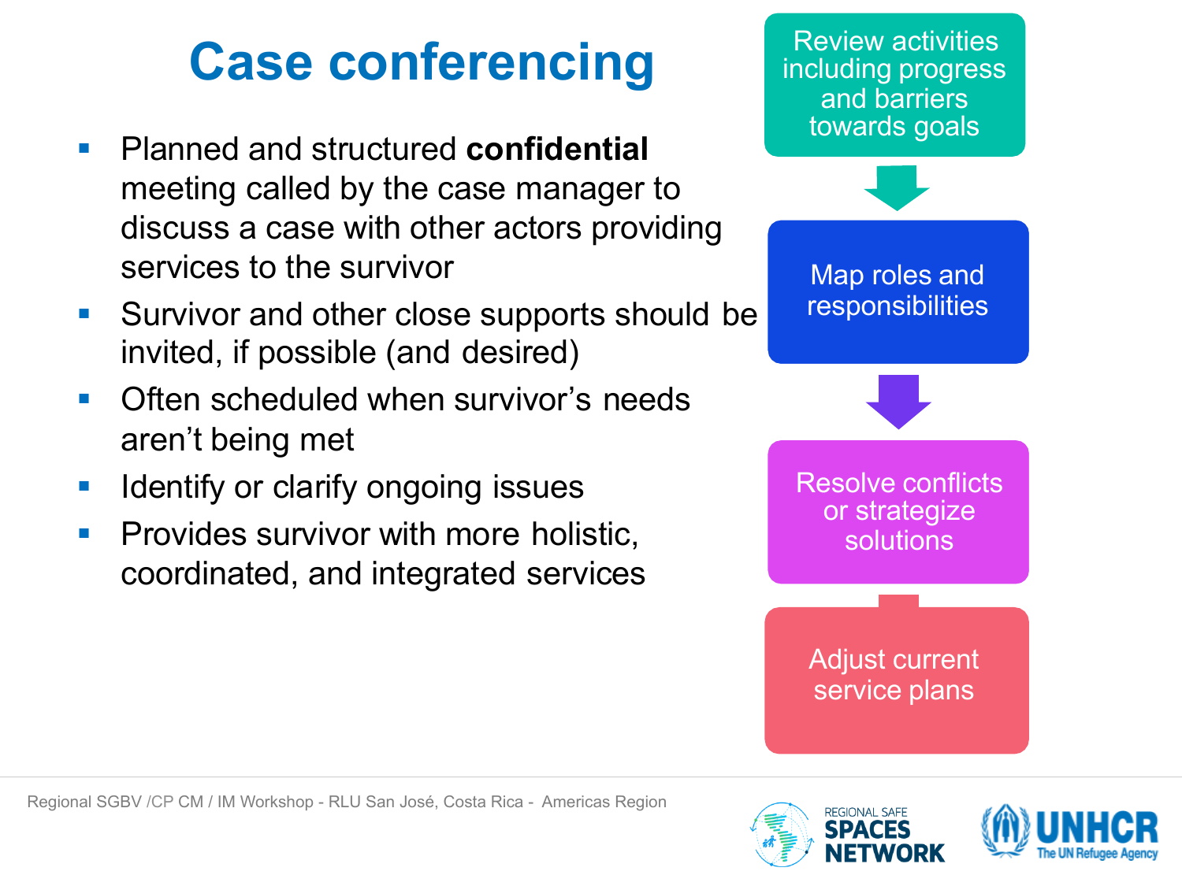# Case conferencing

- Planned and structured **confidential** meeting called by the case manager to discuss a case with other actors providing services to the survivor
- Survivor and other close supports should be invited, if possible (and desired)
- Often scheduled when survivor's needs aren't being met
- Identify or clarify ongoing issues
- Provides survivor with more holistic, coordinated, and integrated services

Review activities including progress and barriers towards goals

Map roles and responsibilities

Resolve conflicts or strategize solutions

Adjust current service plans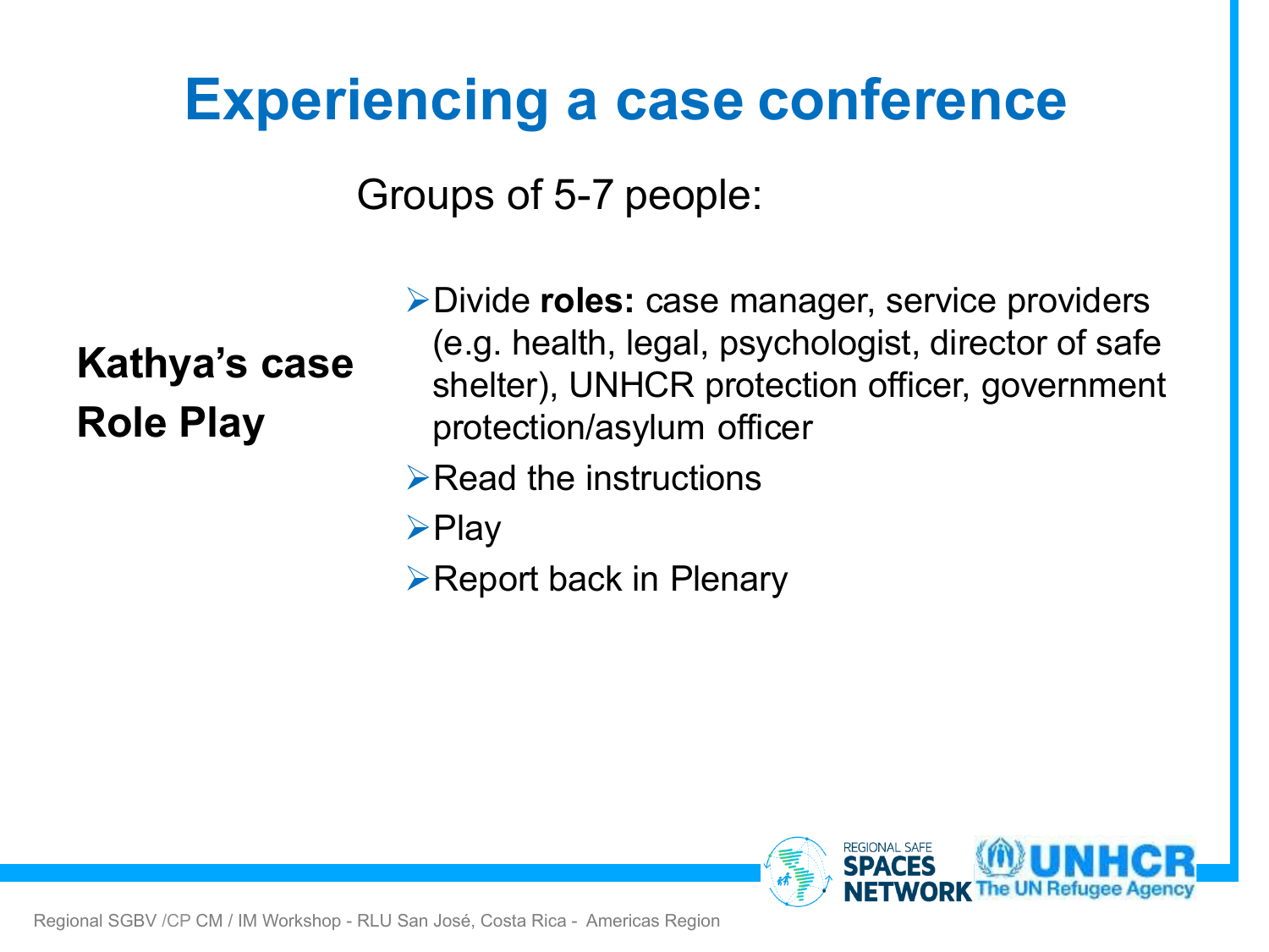# Experiencing a case conference

Groups of 5-7 people:

**Kathya's case**

**Role Play**

- Divide **roles:** case manager, service providers (e.g. health, legal, psychologist, director of safe shelter), UNHCR protection officer, government protection/asylum officer
- Read the instructions
- Play
- Report back in Plenary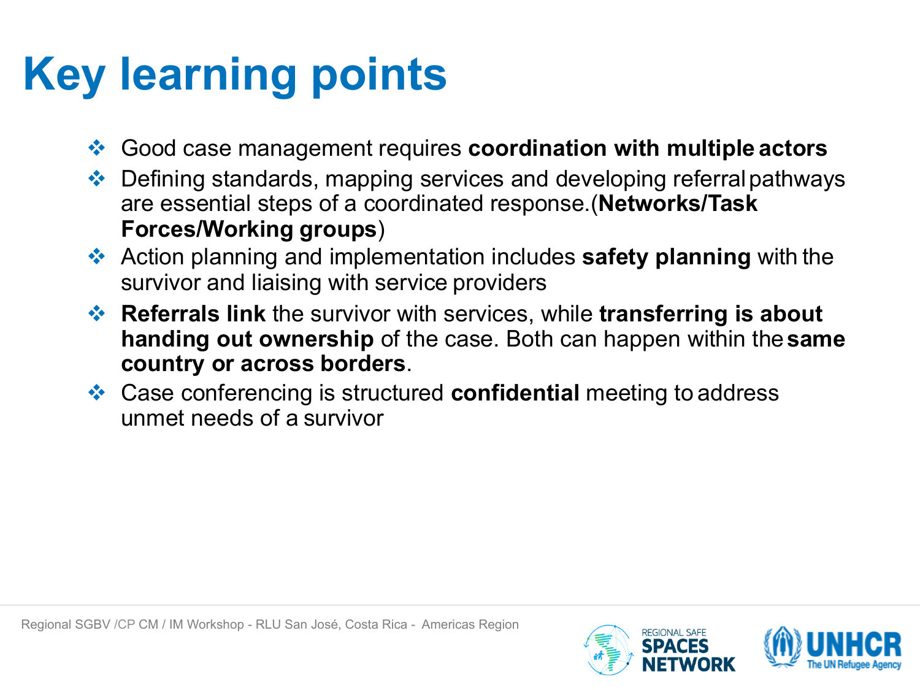# Key learning points

- Good case management requires **coordination with multiple actors**
- Defining standards, mapping services and developing referral pathways are essential steps of a coordinated response.(**Networks/Task Forces/Working groups**)
- Action planning and implementation includes **safety planning** with the survivor and liaising with service providers
- **Referrals link** the survivor with services, while **transferring is about handing out ownership** of the case. Both can happen within the **same country or across borders**.
- Case conferencing is structured **confidential** meeting to address unmet needs of a survivor